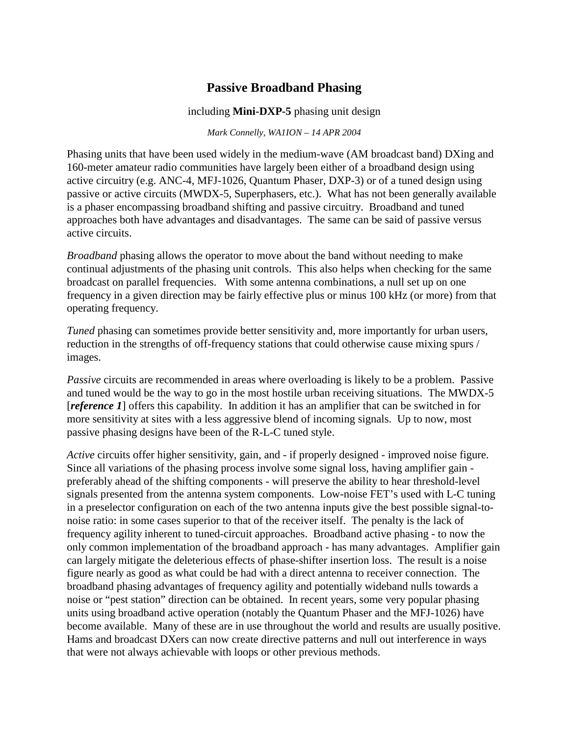# Passive Broadband Phasing

including **Mini-DXP-5** phasing unit design

*Mark Connelly, WA1ION – 14 APR 2004*

Phasing units that have been used widely in the medium-wave (AM broadcast band) DXing and 160-meter amateur radio communities have largely been either of a broadband design using active circuitry (e.g. ANC-4, MFJ-1026, Quantum Phaser, DXP-3) or of a tuned design using passive or active circuits (MWDX-5, Superphasers, etc.). What has not been generally available is a phaser encompassing broadband shifting and passive circuitry. Broadband and tuned approaches both have advantages and disadvantages. The same can be said of passive versus active circuits.

*Broadband* phasing allows the operator to move about the band without needing to make continual adjustments of the phasing unit controls. This also helps when checking for the same broadcast on parallel frequencies. With some antenna combinations, a null set up on one frequency in a given direction may be fairly effective plus or minus 100 kHz (or more) from that operating frequency.

*Tuned* phasing can sometimes provide better sensitivity and, more importantly for urban users, reduction in the strengths of off-frequency stations that could otherwise cause mixing spurs / images.

*Passive* circuits are recommended in areas where overloading is likely to be a problem. Passive and tuned would be the way to go in the most hostile urban receiving situations. The MWDX-5 [***reference 1***] offers this capability. In addition it has an amplifier that can be switched in for more sensitivity at sites with a less aggressive blend of incoming signals. Up to now, most passive phasing designs have been of the R-L-C tuned style.

*Active* circuits offer higher sensitivity, gain, and - if properly designed - improved noise figure. Since all variations of the phasing process involve some signal loss, having amplifier gain - preferably ahead of the shifting components - will preserve the ability to hear threshold-level signals presented from the antenna system components. Low-noise FET's used with L-C tuning in a preselector configuration on each of the two antenna inputs give the best possible signal-to-noise ratio: in some cases superior to that of the receiver itself. The penalty is the lack of frequency agility inherent to tuned-circuit approaches. Broadband active phasing - to now the only common implementation of the broadband approach - has many advantages. Amplifier gain can largely mitigate the deleterious effects of phase-shifter insertion loss. The result is a noise figure nearly as good as what could be had with a direct antenna to receiver connection. The broadband phasing advantages of frequency agility and potentially wideband nulls towards a noise or "pest station" direction can be obtained. In recent years, some very popular phasing units using broadband active operation (notably the Quantum Phaser and the MFJ-1026) have become available. Many of these are in use throughout the world and results are usually positive. Hams and broadcast DXers can now create directive patterns and null out interference in ways that were not always achievable with loops or other previous methods.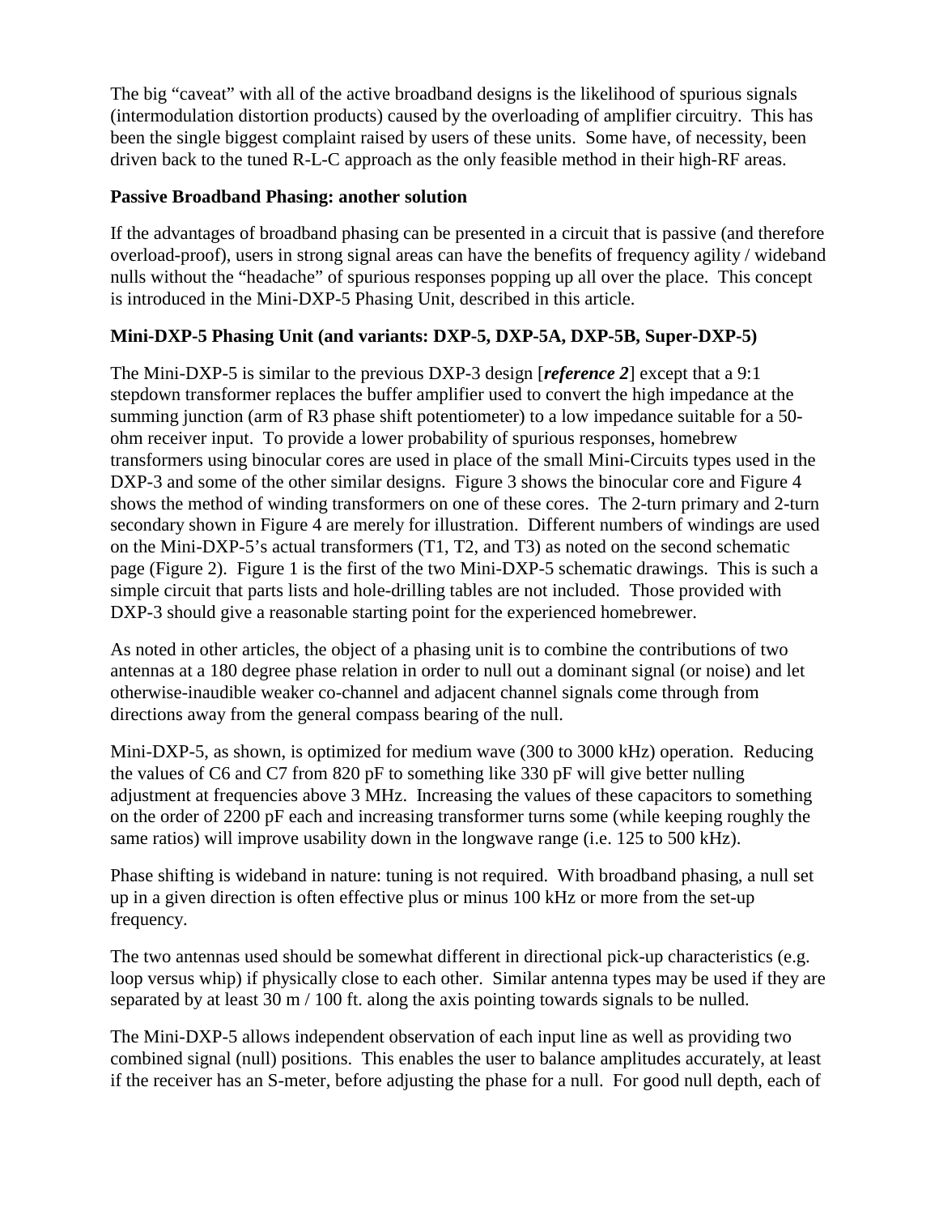The big "caveat" with all of the active broadband designs is the likelihood of spurious signals (intermodulation distortion products) caused by the overloading of amplifier circuitry. This has been the single biggest complaint raised by users of these units. Some have, of necessity, been driven back to the tuned R-L-C approach as the only feasible method in their high-RF areas.

**Passive Broadband Phasing: another solution**

If the advantages of broadband phasing can be presented in a circuit that is passive (and therefore overload-proof), users in strong signal areas can have the benefits of frequency agility / wideband nulls without the "headache" of spurious responses popping up all over the place. This concept is introduced in the Mini-DXP-5 Phasing Unit, described in this article.

**Mini-DXP-5 Phasing Unit (and variants: DXP-5, DXP-5A, DXP-5B, Super-DXP-5)**

The Mini-DXP-5 is similar to the previous DXP-3 design [***reference 2***] except that a 9:1 stepdown transformer replaces the buffer amplifier used to convert the high impedance at the summing junction (arm of R3 phase shift potentiometer) to a low impedance suitable for a 50-ohm receiver input. To provide a lower probability of spurious responses, homebrew transformers using binocular cores are used in place of the small Mini-Circuits types used in the DXP-3 and some of the other similar designs. Figure 3 shows the binocular core and Figure 4 shows the method of winding transformers on one of these cores. The 2-turn primary and 2-turn secondary shown in Figure 4 are merely for illustration. Different numbers of windings are used on the Mini-DXP-5's actual transformers (T1, T2, and T3) as noted on the second schematic page (Figure 2). Figure 1 is the first of the two Mini-DXP-5 schematic drawings. This is such a simple circuit that parts lists and hole-drilling tables are not included. Those provided with DXP-3 should give a reasonable starting point for the experienced homebrewer.

As noted in other articles, the object of a phasing unit is to combine the contributions of two antennas at a 180 degree phase relation in order to null out a dominant signal (or noise) and let otherwise-inaudible weaker co-channel and adjacent channel signals come through from directions away from the general compass bearing of the null.

Mini-DXP-5, as shown, is optimized for medium wave (300 to 3000 kHz) operation. Reducing the values of C6 and C7 from 820 pF to something like 330 pF will give better nulling adjustment at frequencies above 3 MHz. Increasing the values of these capacitors to something on the order of 2200 pF each and increasing transformer turns some (while keeping roughly the same ratios) will improve usability down in the longwave range (i.e. 125 to 500 kHz).

Phase shifting is wideband in nature: tuning is not required. With broadband phasing, a null set up in a given direction is often effective plus or minus 100 kHz or more from the set-up frequency.

The two antennas used should be somewhat different in directional pick-up characteristics (e.g. loop versus whip) if physically close to each other. Similar antenna types may be used if they are separated by at least 30 m / 100 ft. along the axis pointing towards signals to be nulled.

The Mini-DXP-5 allows independent observation of each input line as well as providing two combined signal (null) positions. This enables the user to balance amplitudes accurately, at least if the receiver has an S-meter, before adjusting the phase for a null. For good null depth, each of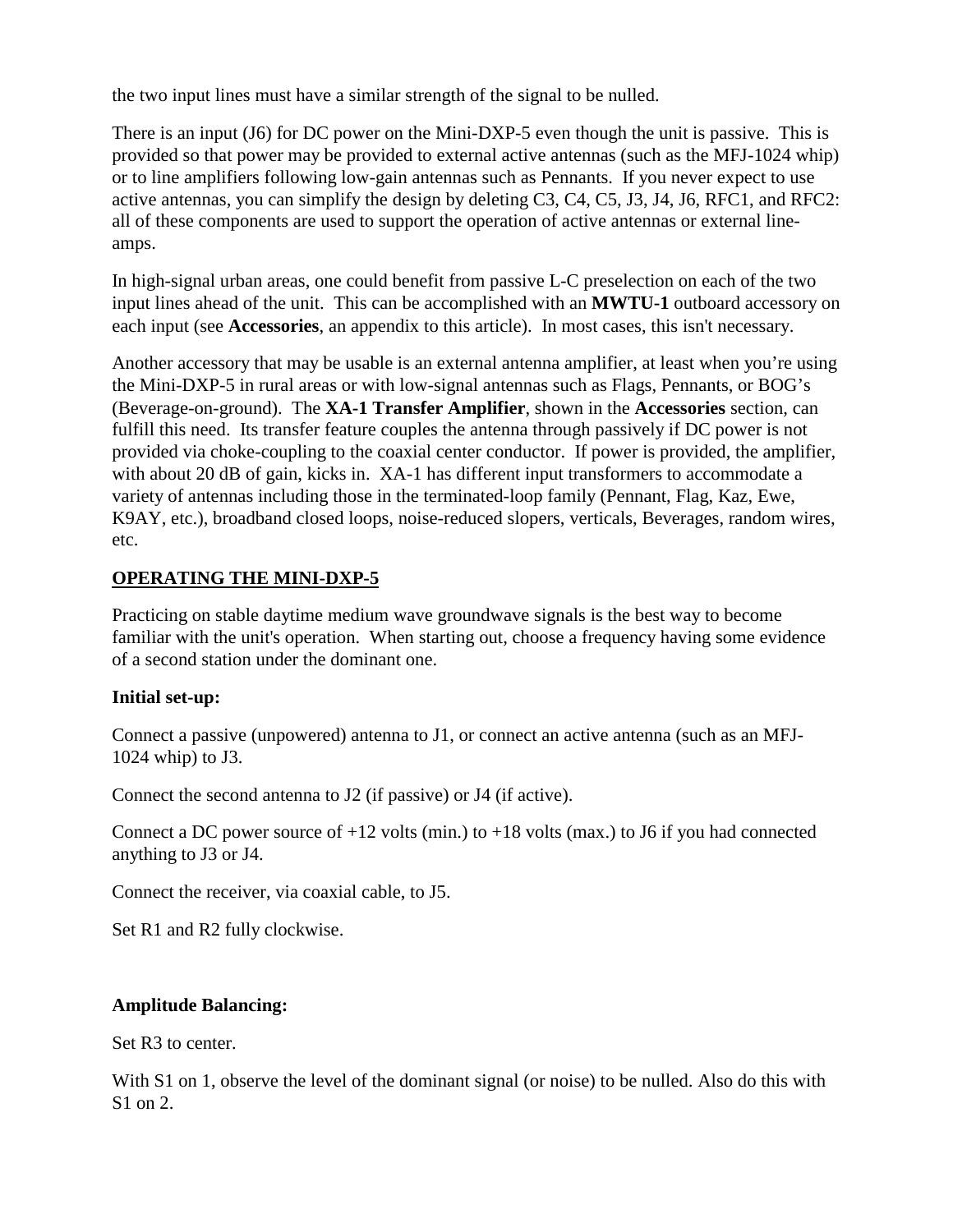the two input lines must have a similar strength of the signal to be nulled.

There is an input (J6) for DC power on the Mini-DXP-5 even though the unit is passive. This is provided so that power may be provided to external active antennas (such as the MFJ-1024 whip) or to line amplifiers following low-gain antennas such as Pennants. If you never expect to use active antennas, you can simplify the design by deleting C3, C4, C5, J3, J4, J6, RFC1, and RFC2: all of these components are used to support the operation of active antennas or external line-amps.

In high-signal urban areas, one could benefit from passive L-C preselection on each of the two input lines ahead of the unit. This can be accomplished with an **MWTU-1** outboard accessory on each input (see **Accessories**, an appendix to this article). In most cases, this isn't necessary.

Another accessory that may be usable is an external antenna amplifier, at least when you're using the Mini-DXP-5 in rural areas or with low-signal antennas such as Flags, Pennants, or BOG's (Beverage-on-ground). The **XA-1 Transfer Amplifier**, shown in the **Accessories** section, can fulfill this need. Its transfer feature couples the antenna through passively if DC power is not provided via choke-coupling to the coaxial center conductor. If power is provided, the amplifier, with about 20 dB of gain, kicks in. XA-1 has different input transformers to accommodate a variety of antennas including those in the terminated-loop family (Pennant, Flag, Kaz, Ewe, K9AY, etc.), broadband closed loops, noise-reduced slopers, verticals, Beverages, random wires, etc.

## OPERATING THE MINI-DXP-5

Practicing on stable daytime medium wave groundwave signals is the best way to become familiar with the unit's operation. When starting out, choose a frequency having some evidence of a second station under the dominant one.

**Initial set-up:**

Connect a passive (unpowered) antenna to J1, or connect an active antenna (such as an MFJ-1024 whip) to J3.

Connect the second antenna to J2 (if passive) or J4 (if active).

Connect a DC power source of +12 volts (min.) to +18 volts (max.) to J6 if you had connected anything to J3 or J4.

Connect the receiver, via coaxial cable, to J5.

Set R1 and R2 fully clockwise.

**Amplitude Balancing:**

Set R3 to center.

With S1 on 1, observe the level of the dominant signal (or noise) to be nulled. Also do this with S1 on 2.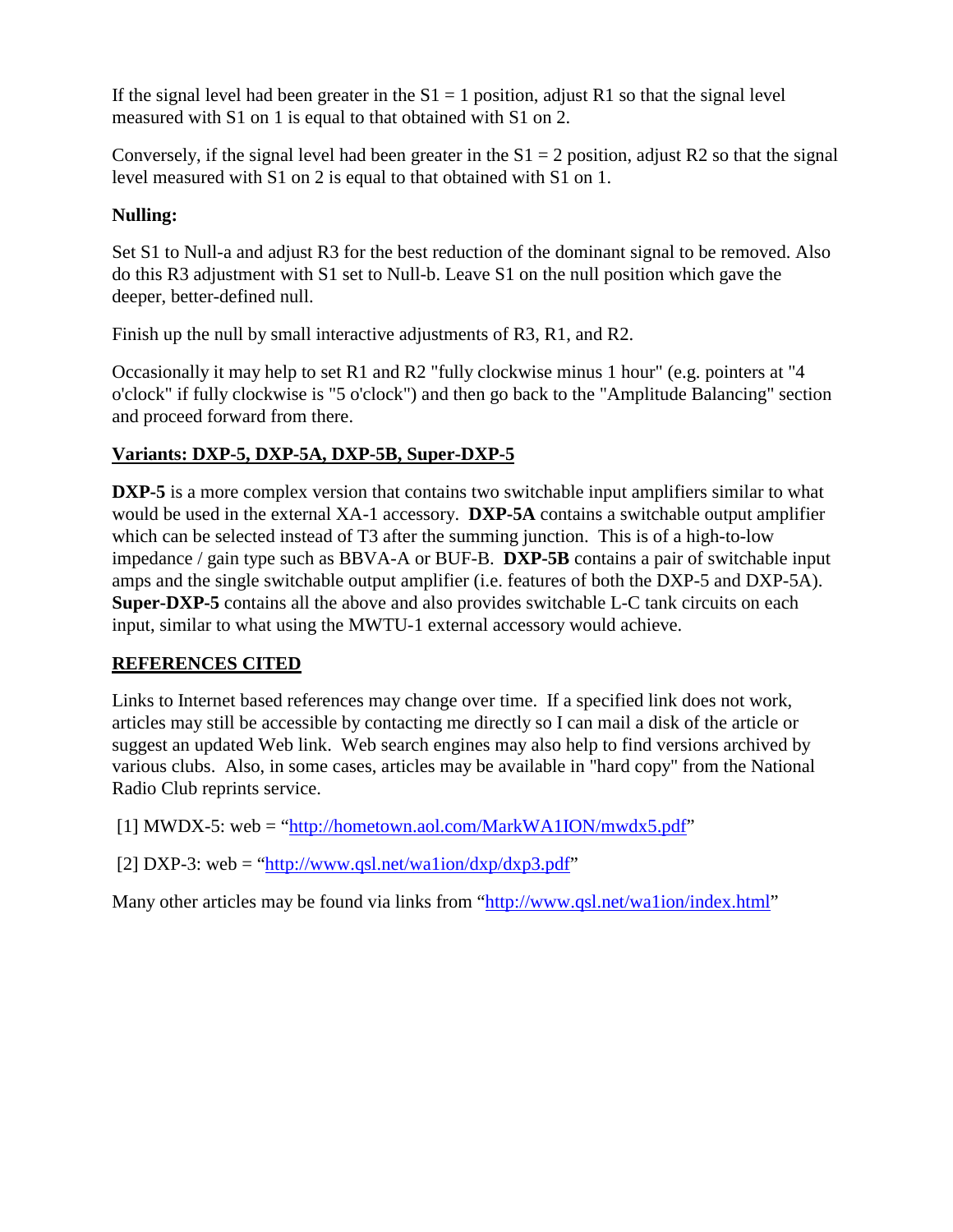If the signal level had been greater in the S1 = 1 position, adjust R1 so that the signal level measured with S1 on 1 is equal to that obtained with S1 on 2.

Conversely, if the signal level had been greater in the S1 = 2 position, adjust R2 so that the signal level measured with S1 on 2 is equal to that obtained with S1 on 1.

**Nulling:**

Set S1 to Null-a and adjust R3 for the best reduction of the dominant signal to be removed. Also do this R3 adjustment with S1 set to Null-b. Leave S1 on the null position which gave the deeper, better-defined null.

Finish up the null by small interactive adjustments of R3, R1, and R2.

Occasionally it may help to set R1 and R2 "fully clockwise minus 1 hour" (e.g. pointers at "4 o'clock" if fully clockwise is "5 o'clock") and then go back to the "Amplitude Balancing" section and proceed forward from there.

## Variants: DXP-5, DXP-5A, DXP-5B, Super-DXP-5

**DXP-5** is a more complex version that contains two switchable input amplifiers similar to what would be used in the external XA-1 accessory. **DXP-5A** contains a switchable output amplifier which can be selected instead of T3 after the summing junction. This is of a high-to-low impedance / gain type such as BBVA-A or BUF-B. **DXP-5B** contains a pair of switchable input amps and the single switchable output amplifier (i.e. features of both the DXP-5 and DXP-5A). **Super-DXP-5** contains all the above and also provides switchable L-C tank circuits on each input, similar to what using the MWTU-1 external accessory would achieve.

## REFERENCES CITED

Links to Internet based references may change over time. If a specified link does not work, articles may still be accessible by contacting me directly so I can mail a disk of the article or suggest an updated Web link. Web search engines may also help to find versions archived by various clubs. Also, in some cases, articles may be available in "hard copy" from the National Radio Club reprints service.

[1] MWDX-5: web = "http://hometown.aol.com/MarkWA1ION/mwdx5.pdf"

[2] DXP-3: web = "http://www.qsl.net/wa1ion/dxp/dxp3.pdf"

Many other articles may be found via links from "http://www.qsl.net/wa1ion/index.html"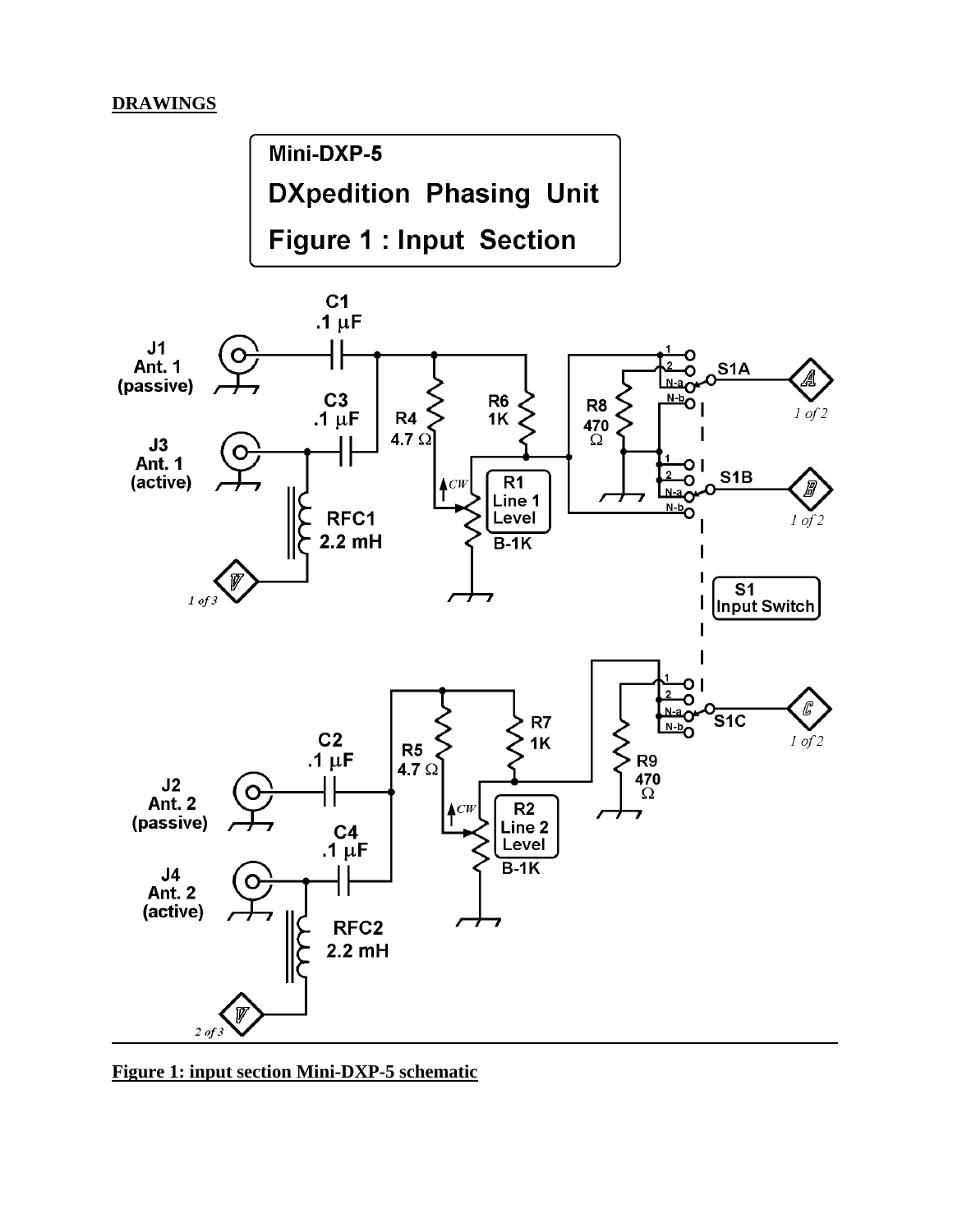**DRAWINGS**

**Figure 1: input section Mini-DXP-5 schematic**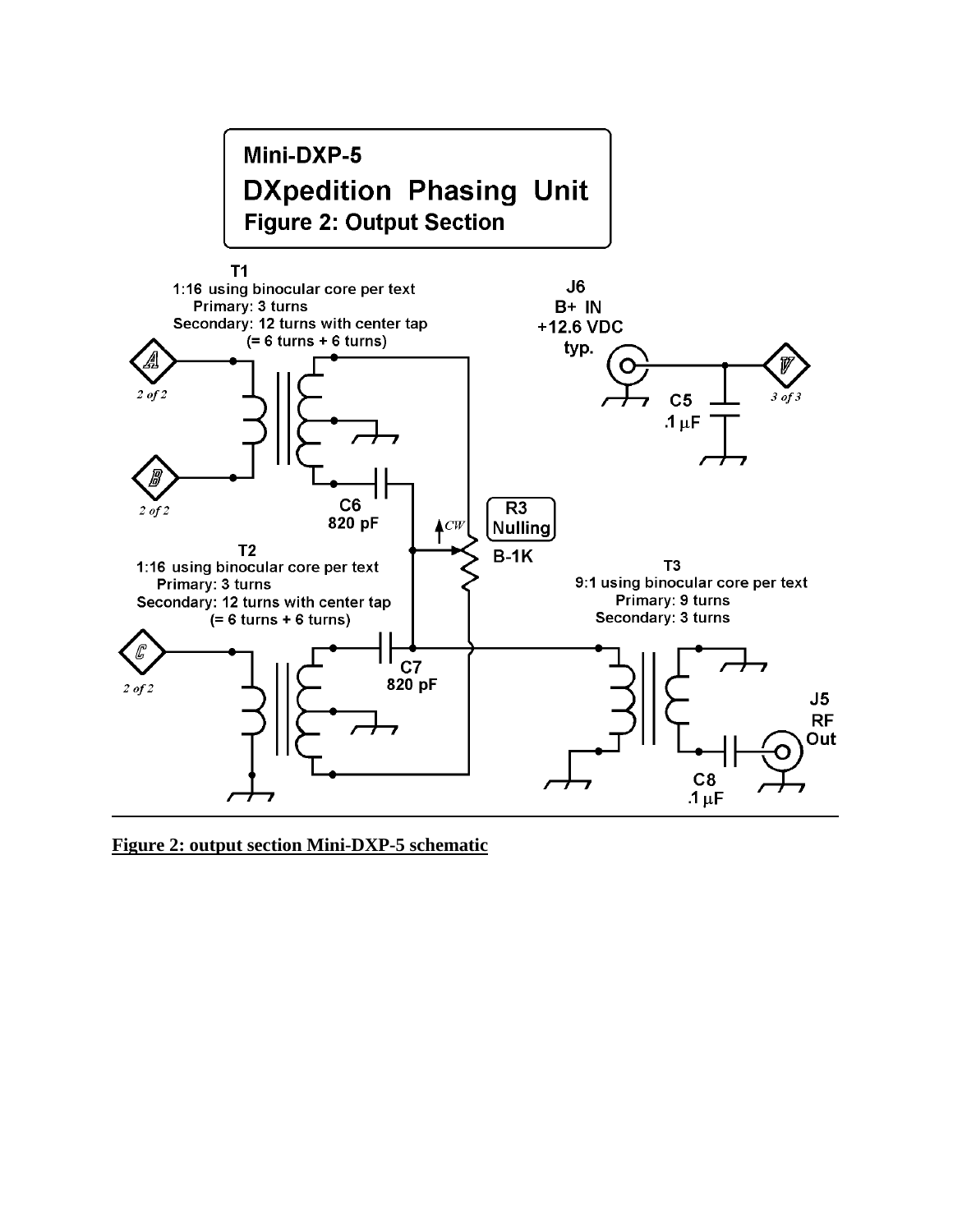**Figure 2: output section Mini-DXP-5 schematic**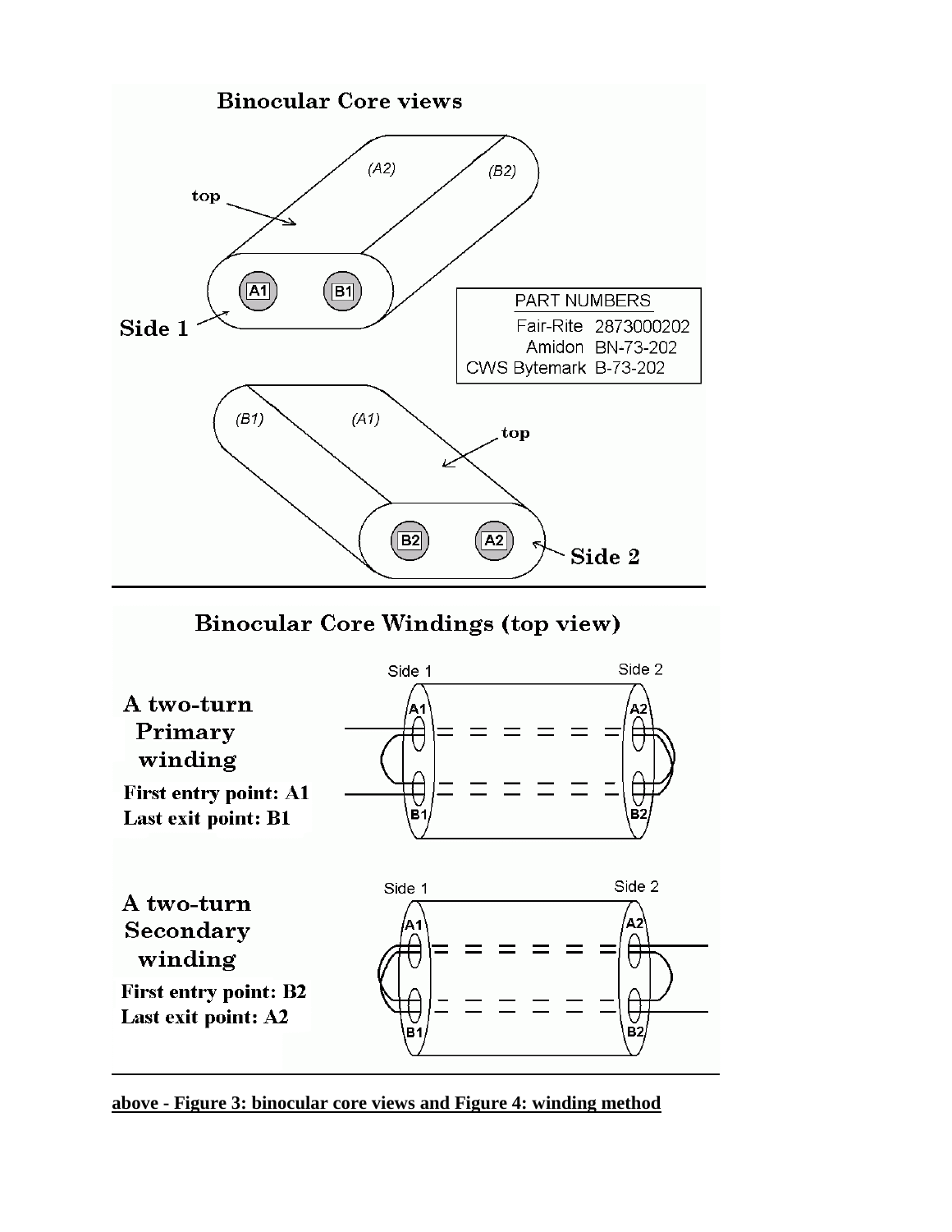## Binocular Core views

top

(A2) (B2)

A1 B1

Side 1

| PART NUMBERS | |
|---|---|
| Fair-Rite | 2873000202 |
| Amidon | BN-73-202 |
| CWS Bytemark | B-73-202 |

(B1) (A1)

top

B2 A2

Side 2

## Binocular Core Windings (top view)

Side 1 Side 2

**A two-turn Primary winding**

**First entry point: A1**
**Last exit point: B1**

A1 A2 B1 B2

Side 1 Side 2

**A two-turn Secondary winding**

**First entry point: B2**
**Last exit point: A2**

A1 A2 B1 B2

**above - Figure 3: binocular core views and Figure 4: winding method**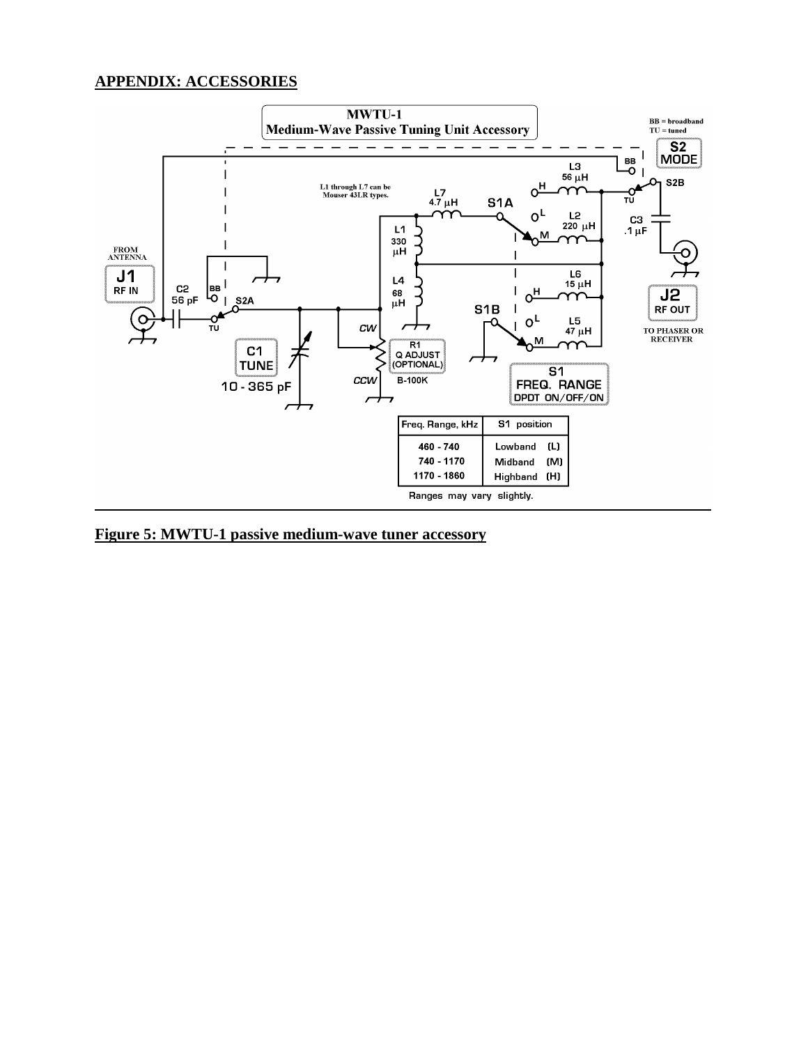## APPENDIX: ACCESSORIES

| Freq. Range, kHz | S1 position |
|---|---|
| 460 - 740 | Lowband (L) |
| 740 - 1170 | Midband (M) |
| 1170 - 1860 | Highband (H) |

Ranges may vary slightly.

**Figure 5: MWTU-1 passive medium-wave tuner accessory**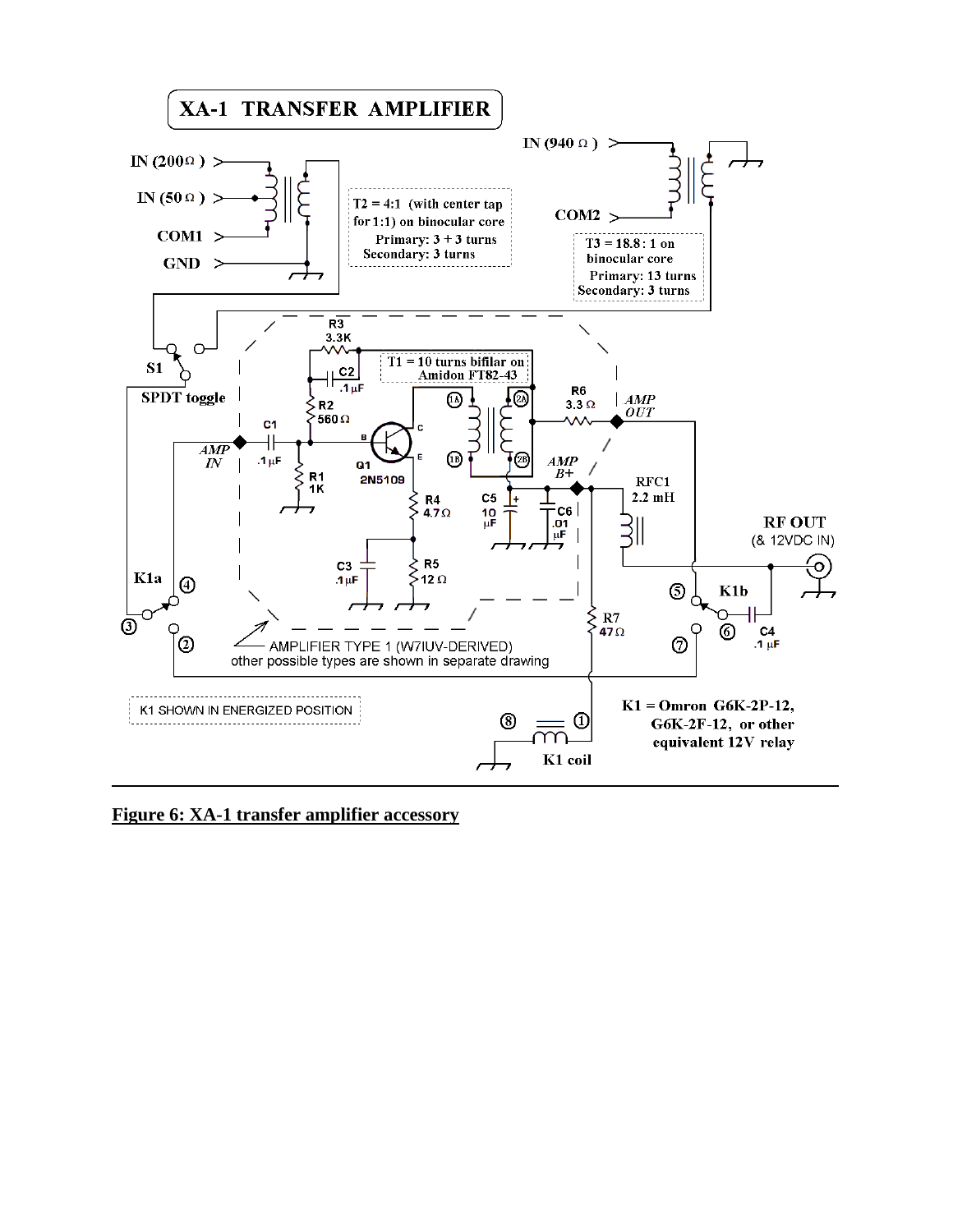**Figure 6: XA-1 transfer amplifier accessory**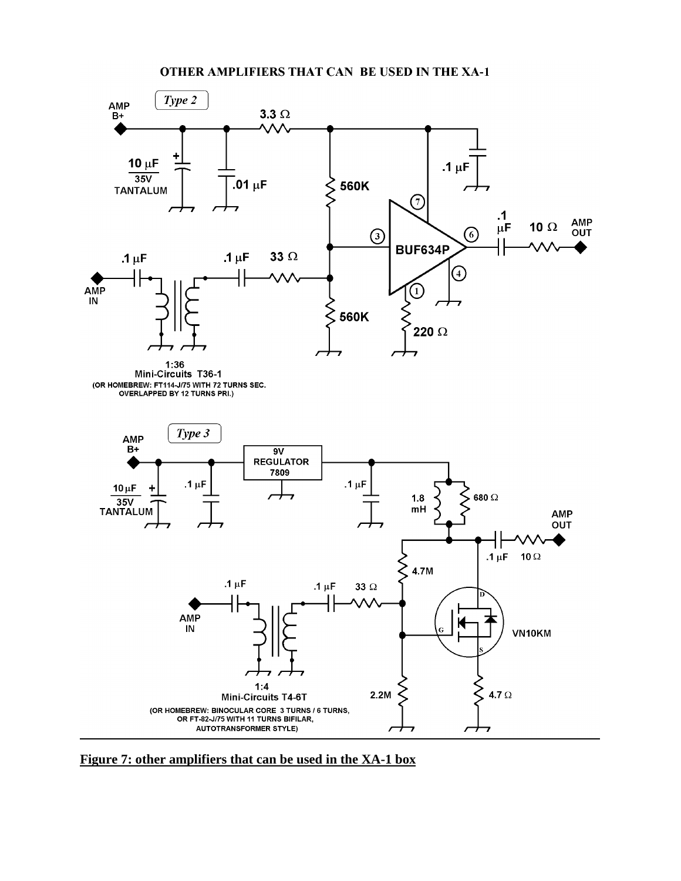**OTHER AMPLIFIERS THAT CAN BE USED IN THE XA-1**

*Type 2*

AMP B+

3.3 Ω

10 μF
35V
TANTALUM

.01 μF

.1 μF

560K

7

3

6

BUF634P

4

1

.1 μF

10 Ω

AMP OUT

.1 μF

.1 μF

33 Ω

AMP IN

560K

220 Ω

1:36
Mini-Circuits T36-1
(OR HOMEBREW: FT114-J/75 WITH 72 TURNS SEC. OVERLAPPED BY 12 TURNS PRI.)

*Type 3*

AMP B+

9V
REGULATOR
7809

10 μF
35V
TANTALUM

.1 μF

.1 μF

1.8 mH

680 Ω

AMP OUT

.1 μF

10 Ω

4.7M

.1 μF

.1 μF

33 Ω

AMP IN

D

G

S

VN10KM

1:4
Mini-Circuits T4-6T
(OR HOMEBREW: BINOCULAR CORE 3 TURNS / 6 TURNS, OR FT-82-J/75 WITH 11 TURNS BIFILAR, AUTOTRANSFORMER STYLE)

2.2M

4.7 Ω

**Figure 7: other amplifiers that can be used in the XA-1 box**